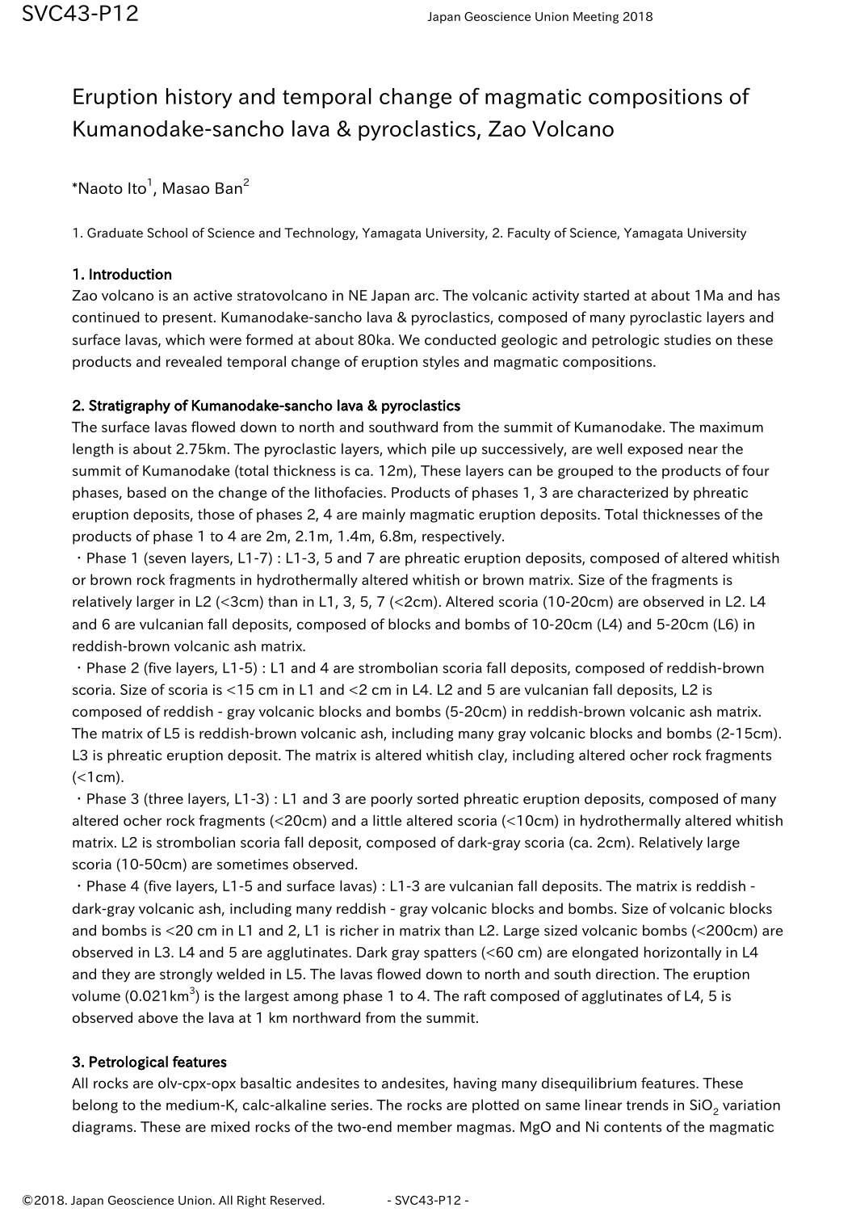# Eruption history and temporal change of magmatic compositions of Kumanodake-sancho lava & pyroclastics, Zao Volcano

*Naoto Ito[1], Masao Ban[2]

1. Graduate School of Science and Technology, Yamagata University, 2. Faculty of Science, Yamagata University

## 1. Introduction

Zao volcano is an active stratovolcano in NE Japan arc. The volcanic activity started at about 1Ma and has continued to present. Kumanodake-sancho lava & pyroclastics, composed of many pyroclastic layers and surface lavas, which were formed at about 80ka. We conducted geologic and petrologic studies on these products and revealed temporal change of eruption styles and magmatic compositions.

## 2. Stratigraphy of Kumanodake-sancho lava & pyroclastics

The surface lavas flowed down to north and southward from the summit of Kumanodake. The maximum length is about 2.75km. The pyroclastic layers, which pile up successively, are well exposed near the summit of Kumanodake (total thickness is ca. 12m), These layers can be grouped to the products of four phases, based on the change of the lithofacies. Products of phases 1, 3 are characterized by phreatic eruption deposits, those of phases 2, 4 are mainly magmatic eruption deposits. Total thicknesses of the products of phase 1 to 4 are 2m, 2.1m, 1.4m, 6.8m, respectively.

・Phase 1 (seven layers, L1-7) : L1-3, 5 and 7 are phreatic eruption deposits, composed of altered whitish or brown rock fragments in hydrothermally altered whitish or brown matrix. Size of the fragments is relatively larger in L2 (<3cm) than in L1, 3, 5, 7 (<2cm). Altered scoria (10-20cm) are observed in L2. L4 and 6 are vulcanian fall deposits, composed of blocks and bombs of 10-20cm (L4) and 5-20cm (L6) in reddish-brown volcanic ash matrix.

・Phase 2 (five layers, L1-5) : L1 and 4 are strombolian scoria fall deposits, composed of reddish-brown scoria. Size of scoria is <15 cm in L1 and <2 cm in L4. L2 and 5 are vulcanian fall deposits, L2 is composed of reddish - gray volcanic blocks and bombs (5-20cm) in reddish-brown volcanic ash matrix. The matrix of L5 is reddish-brown volcanic ash, including many gray volcanic blocks and bombs (2-15cm). L3 is phreatic eruption deposit. The matrix is altered whitish clay, including altered ocher rock fragments (<1cm).

・Phase 3 (three layers, L1-3) : L1 and 3 are poorly sorted phreatic eruption deposits, composed of many altered ocher rock fragments (<20cm) and a little altered scoria (<10cm) in hydrothermally altered whitish matrix. L2 is strombolian scoria fall deposit, composed of dark-gray scoria (ca. 2cm). Relatively large scoria (10-50cm) are sometimes observed.

・Phase 4 (five layers, L1-5 and surface lavas) : L1-3 are vulcanian fall deposits. The matrix is reddish - dark-gray volcanic ash, including many reddish - gray volcanic blocks and bombs. Size of volcanic blocks and bombs is <20 cm in L1 and 2, L1 is richer in matrix than L2. Large sized volcanic bombs (<200cm) are observed in L3. L4 and 5 are agglutinates. Dark gray spatters (<60 cm) are elongated horizontally in L4 and they are strongly welded in L5. The lavas flowed down to north and south direction. The eruption volume (0.021km$^3$) is the largest among phase 1 to 4. The raft composed of agglutinates of L4, 5 is observed above the lava at 1 km northward from the summit.

## 3. Petrological features

All rocks are olv-cpx-opx basaltic andesites to andesites, having many disequilibrium features. These belong to the medium-K, calc-alkaline series. The rocks are plotted on same linear trends in $SiO_2$ variation diagrams. These are mixed rocks of the two-end member magmas. MgO and Ni contents of the magmatic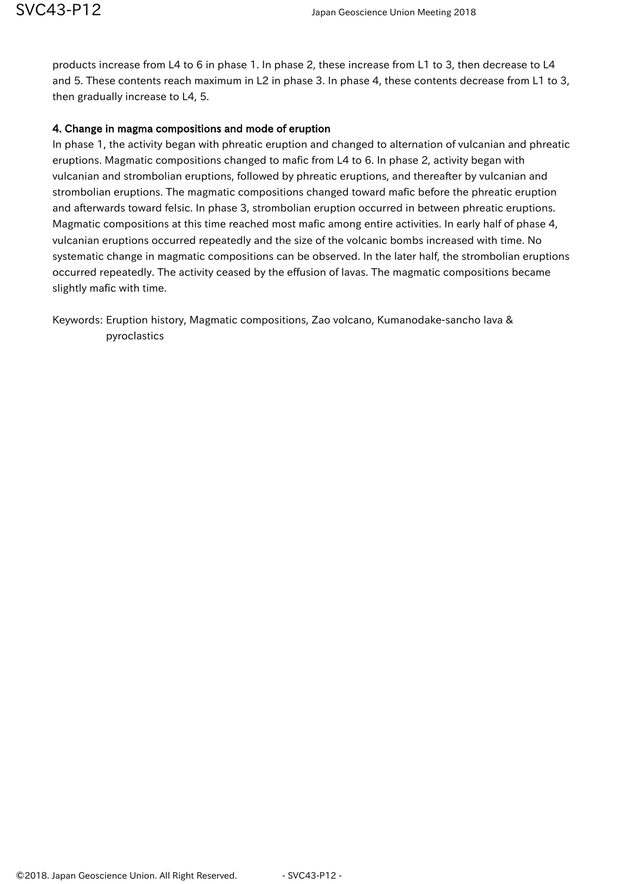products increase from L4 to 6 in phase 1. In phase 2, these increase from L1 to 3, then decrease to L4 and 5. These contents reach maximum in L2 in phase 3. In phase 4, these contents decrease from L1 to 3, then gradually increase to L4, 5.

**4. Change in magma compositions and mode of eruption**

In phase 1, the activity began with phreatic eruption and changed to alternation of vulcanian and phreatic eruptions. Magmatic compositions changed to mafic from L4 to 6. In phase 2, activity began with vulcanian and strombolian eruptions, followed by phreatic eruptions, and thereafter by vulcanian and strombolian eruptions. The magmatic compositions changed toward mafic before the phreatic eruption and afterwards toward felsic. In phase 3, strombolian eruption occurred in between phreatic eruptions. Magmatic compositions at this time reached most mafic among entire activities. In early half of phase 4, vulcanian eruptions occurred repeatedly and the size of the volcanic bombs increased with time. No systematic change in magmatic compositions can be observed. In the later half, the strombolian eruptions occurred repeatedly. The activity ceased by the effusion of lavas. The magmatic compositions became slightly mafic with time.

Keywords: Eruption history, Magmatic compositions, Zao volcano, Kumanodake-sancho lava & pyroclastics